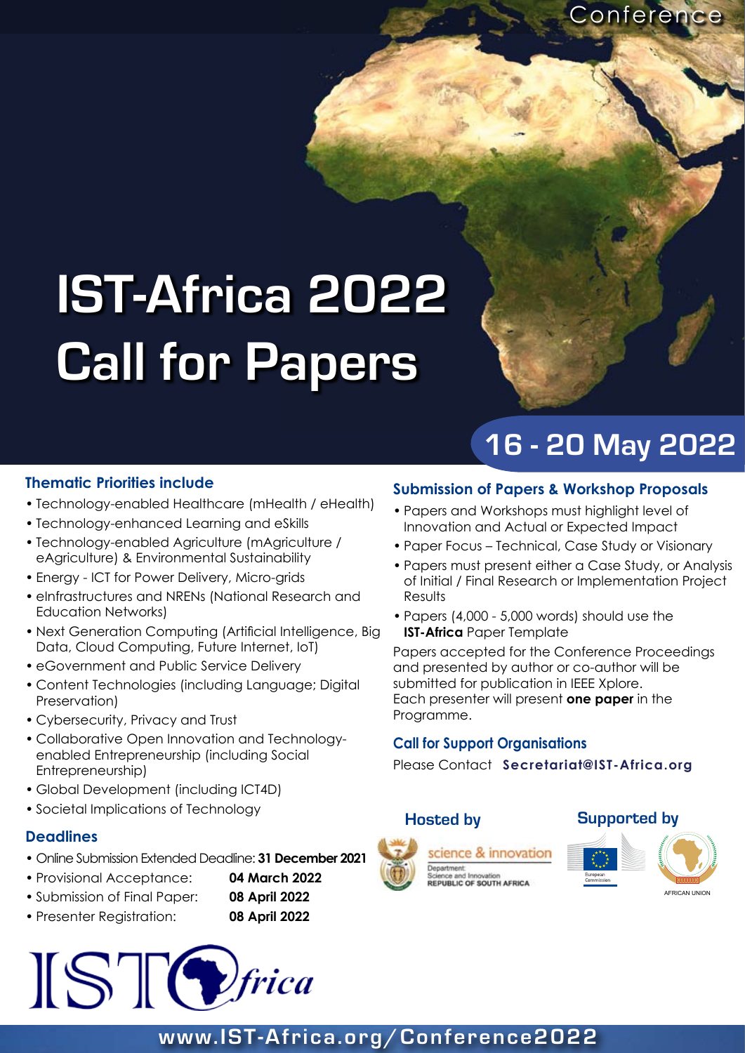Conference

# IST-Africa 2022 Call for Papers

## 16 - 20 May 2022

### Thematic Priorities include

- Technology-enabled Healthcare (mHealth / eHealth)
- Technology-enhanced Learning and eSkills
- Technology-enabled Agriculture (mAgriculture / eAgriculture) & Environmental Sustainability
- Energy - ICT for Power Delivery, Micro-grids
- eInfrastructures and NRENs (National Research and Education Networks)
- Next Generation Computing (Artificial Intelligence, Big Data, Cloud Computing, Future Internet, IoT)
- eGovernment and Public Service Delivery
- Content Technologies (including Language; Digital Preservation)
- Cybersecurity, Privacy and Trust
- Collaborative Open Innovation and Technology-enabled Entrepreneurship (including Social Entrepreneurship)
- Global Development (including ICT4D)
- Societal Implications of Technology

### Deadlines

- Online Submission Extended Deadline: **31 December 2021**
- Provisional Acceptance: **04 March 2022**
- Submission of Final Paper: **08 April 2022**
- Presenter Registration: **08 April 2022**

### Submission of Papers & Workshop Proposals

- Papers and Workshops must highlight level of Innovation and Actual or Expected Impact
- Paper Focus – Technical, Case Study or Visionary
- Papers must present either a Case Study, or Analysis of Initial / Final Research or Implementation Project Results
- Papers (4,000 - 5,000 words) should use the **IST-Africa** Paper Template

Papers accepted for the Conference Proceedings and presented by author or co-author will be submitted for publication in IEEE Xplore.
Each presenter will present **one paper** in the Programme.

### Call for Support Organisations

Please Contact **Secretariat@IST-Africa.org**

### Hosted by

science & innovation
Department: Science and Innovation
REPUBLIC OF SOUTH AFRICA

### Supported by

European Commission

AFRICAN UNION

IST-Africa

www.IST-Africa.org/Conference2022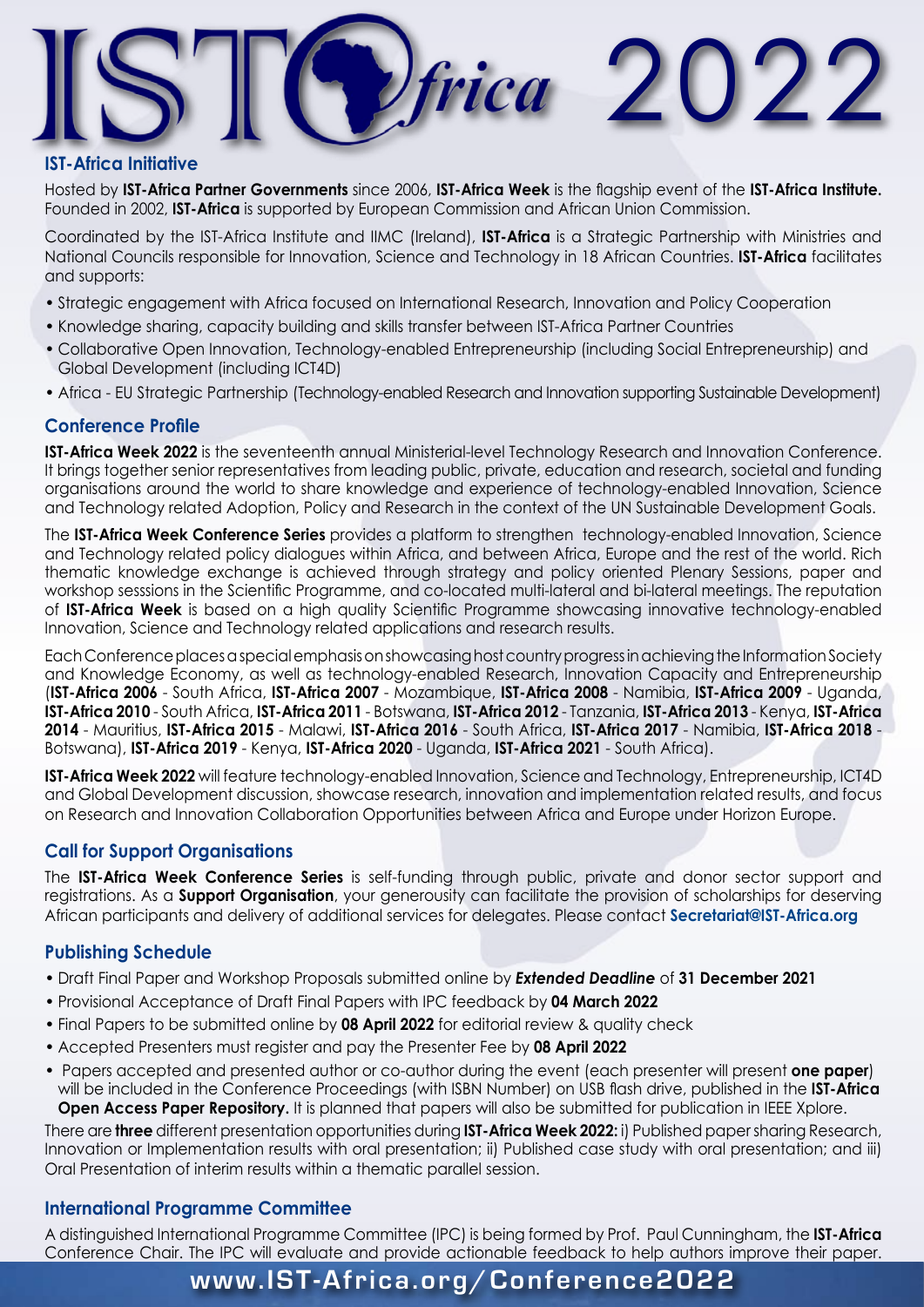# IST-Africa 2022

## IST-Africa Initiative

Hosted by **IST-Africa Partner Governments** since 2006, **IST-Africa Week** is the flagship event of the **IST-Africa Institute.** Founded in 2002, **IST-Africa** is supported by European Commission and African Union Commission.

Coordinated by the IST-Africa Institute and IIMC (Ireland), **IST-Africa** is a Strategic Partnership with Ministries and National Councils responsible for Innovation, Science and Technology in 18 African Countries. **IST-Africa** facilitates and supports:

- Strategic engagement with Africa focused on International Research, Innovation and Policy Cooperation
- Knowledge sharing, capacity building and skills transfer between IST-Africa Partner Countries
- Collaborative Open Innovation, Technology-enabled Entrepreneurship (including Social Entrepreneurship) and Global Development (including ICT4D)
- Africa - EU Strategic Partnership (Technology-enabled Research and Innovation supporting Sustainable Development)

## Conference Profile

**IST-Africa Week 2022** is the seventeenth annual Ministerial-level Technology Research and Innovation Conference. It brings together senior representatives from leading public, private, education and research, societal and funding organisations around the world to share knowledge and experience of technology-enabled Innovation, Science and Technology related Adoption, Policy and Research in the context of the UN Sustainable Development Goals.

The **IST-Africa Week Conference Series** provides a platform to strengthen technology-enabled Innovation, Science and Technology related policy dialogues within Africa, and between Africa, Europe and the rest of the world. Rich thematic knowledge exchange is achieved through strategy and policy oriented Plenary Sessions, paper and workshop sesssions in the Scientific Programme, and co-located multi-lateral and bi-lateral meetings. The reputation of **IST-Africa Week** is based on a high quality Scientific Programme showcasing innovative technology-enabled Innovation, Science and Technology related applications and research results.

Each Conference places a special emphasis on showcasing host country progress in achieving the Information Society and Knowledge Economy, as well as technology-enabled Research, Innovation Capacity and Entrepreneurship (**IST-Africa 2006** - South Africa, **IST-Africa 2007** - Mozambique, **IST-Africa 2008** - Namibia, **IST-Africa 2009** - Uganda, **IST-Africa 2010** - South Africa, **IST-Africa 2011** - Botswana, **IST-Africa 2012** - Tanzania, **IST-Africa 2013** - Kenya, **IST-Africa 2014** - Mauritius, **IST-Africa 2015** - Malawi, **IST-Africa 2016** - South Africa, **IST-Africa 2017** - Namibia, **IST-Africa 2018** - Botswana), **IST-Africa 2019** - Kenya, **IST-Africa 2020** - Uganda, **IST-Africa 2021** - South Africa).

**IST-Africa Week 2022** will feature technology-enabled Innovation, Science and Technology, Entrepreneurship, ICT4D and Global Development discussion, showcase research, innovation and implementation related results, and focus on Research and Innovation Collaboration Opportunities between Africa and Europe under Horizon Europe.

## Call for Support Organisations

The **IST-Africa Week Conference Series** is self-funding through public, private and donor sector support and registrations. As a **Support Organisation**, your generousity can facilitate the provision of scholarships for deserving African participants and delivery of additional services for delegates. Please contact **Secretariat@IST-Africa.org**

## Publishing Schedule

- Draft Final Paper and Workshop Proposals submitted online by ***Extended Deadline*** of **31 December 2021**
- Provisional Acceptance of Draft Final Papers with IPC feedback by **04 March 2022**
- Final Papers to be submitted online by **08 April 2022** for editorial review & quality check
- Accepted Presenters must register and pay the Presenter Fee by **08 April 2022**
- Papers accepted and presented author or co-author during the event (each presenter will present **one paper**) will be included in the Conference Proceedings (with ISBN Number) on USB flash drive, published in the **IST-Africa Open Access Paper Repository.** It is planned that papers will also be submitted for publication in IEEE Xplore.

There are **three** different presentation opportunities during **IST-Africa Week 2022:** i) Published paper sharing Research, Innovation or Implementation results with oral presentation; ii) Published case study with oral presentation; and iii) Oral Presentation of interim results within a thematic parallel session.

## International Programme Committee

A distinguished International Programme Committee (IPC) is being formed by Prof. Paul Cunningham, the **IST-Africa** Conference Chair. The IPC will evaluate and provide actionable feedback to help authors improve their paper.

**www.IST-Africa.org/Conference2022**